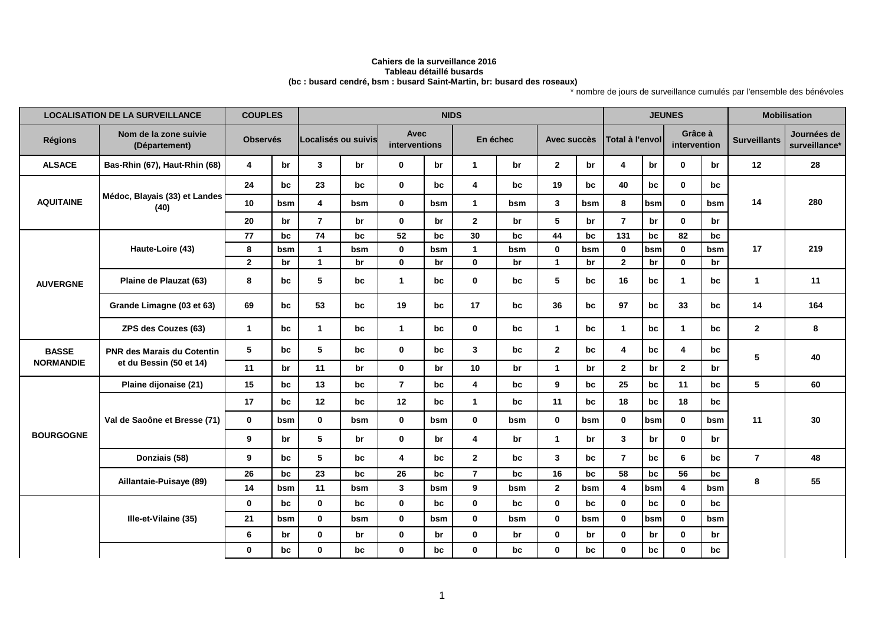**Cahiers de la surveillance 2016**
**Tableau détaillé busards**
**(bc : busard cendré, bsm : busard Saint-Martin, br: busard des roseaux)**

\* nombre de jours de surveillance cumulés par l'ensemble des bénévoles

| LOCALISATION DE LA SURVEILLANCE | | COUPLES | | NIDS | | | | | | | | JEUNES | | | | Mobilisation | |
|---|---|---|---|---|---|---|---|---|---|---|---|---|---|---|---|---|---|
| Régions | Nom de la zone suivie (Département) | Observés | | Localisés ou suivis | | Avec interventions | | En échec | | Avec succès | | Total à l'envol | | Grâce à intervention | | Surveillants | Journées de surveillance* |
| ALSACE | Bas-Rhin (67), Haut-Rhin (68) | 4 | br | 3 | br | 0 | br | 1 | br | 2 | br | 4 | br | 0 | br | 12 | 28 |
| AQUITAINE | Médoc, Blayais (33) et Landes (40) | 24 | bc | 23 | bc | 0 | bc | 4 | bc | 19 | bc | 40 | bc | 0 | bc | 14 | 280 |
| | | 10 | bsm | 4 | bsm | 0 | bsm | 1 | bsm | 3 | bsm | 8 | bsm | 0 | bsm | | |
| | | 20 | br | 7 | br | 0 | br | 2 | br | 5 | br | 7 | br | 0 | br | | |
| AUVERGNE | Haute-Loire (43) | 77 | bc | 74 | bc | 52 | bc | 30 | bc | 44 | bc | 131 | bc | 82 | bc | 17 | 219 |
| | | 8 | bsm | 1 | bsm | 0 | bsm | 1 | bsm | 0 | bsm | 0 | bsm | 0 | bsm | | |
| | | 2 | br | 1 | br | 0 | br | 0 | br | 1 | br | 2 | br | 0 | br | | |
| | Plaine de Plauzat (63) | 8 | bc | 5 | bc | 1 | bc | 0 | bc | 5 | bc | 16 | bc | 1 | bc | 1 | 11 |
| | Grande Limagne (03 et 63) | 69 | bc | 53 | bc | 19 | bc | 17 | bc | 36 | bc | 97 | bc | 33 | bc | 14 | 164 |
| | ZPS des Couzes (63) | 1 | bc | 1 | bc | 1 | bc | 0 | bc | 1 | bc | 1 | bc | 1 | bc | 2 | 8 |
| BASSE NORMANDIE | PNR des Marais du Cotentin et du Bessin (50 et 14) | 5 | bc | 5 | bc | 0 | bc | 3 | bc | 2 | bc | 4 | bc | 4 | bc | 5 | 40 |
| | | 11 | br | 11 | br | 0 | br | 10 | br | 1 | br | 2 | br | 2 | br | | |
| BOURGOGNE | Plaine dijonaise (21) | 15 | bc | 13 | bc | 7 | bc | 4 | bc | 9 | bc | 25 | bc | 11 | bc | 5 | 60 |
| | Val de Saoône et Bresse (71) | 17 | bc | 12 | bc | 12 | bc | 1 | bc | 11 | bc | 18 | bc | 18 | bc | 11 | 30 |
| | | 0 | bsm | 0 | bsm | 0 | bsm | 0 | bsm | 0 | bsm | 0 | bsm | 0 | bsm | | |
| | | 9 | br | 5 | br | 0 | br | 4 | br | 1 | br | 3 | br | 0 | br | | |
| | Donziais (58) | 9 | bc | 5 | bc | 4 | bc | 2 | bc | 3 | bc | 7 | bc | 6 | bc | 7 | 48 |
| | Aillantaie-Puisaye (89) | 26 | bc | 23 | bc | 26 | bc | 7 | bc | 16 | bc | 58 | bc | 56 | bc | 8 | 55 |
| | | 14 | bsm | 11 | bsm | 3 | bsm | 9 | bsm | 2 | bsm | 4 | bsm | 4 | bsm | | |
| | Ille-et-Vilaine (35) | 0 | bc | 0 | bc | 0 | bc | 0 | bc | 0 | bc | 0 | bc | 0 | bc | | |
| | | 21 | bsm | 0 | bsm | 0 | bsm | 0 | bsm | 0 | bsm | 0 | bsm | 0 | bsm | | |
| | | 6 | br | 0 | br | 0 | br | 0 | br | 0 | br | 0 | br | 0 | br | | |
| | | 0 | bc | 0 | bc | 0 | bc | 0 | bc | 0 | bc | 0 | bc | 0 | bc | | |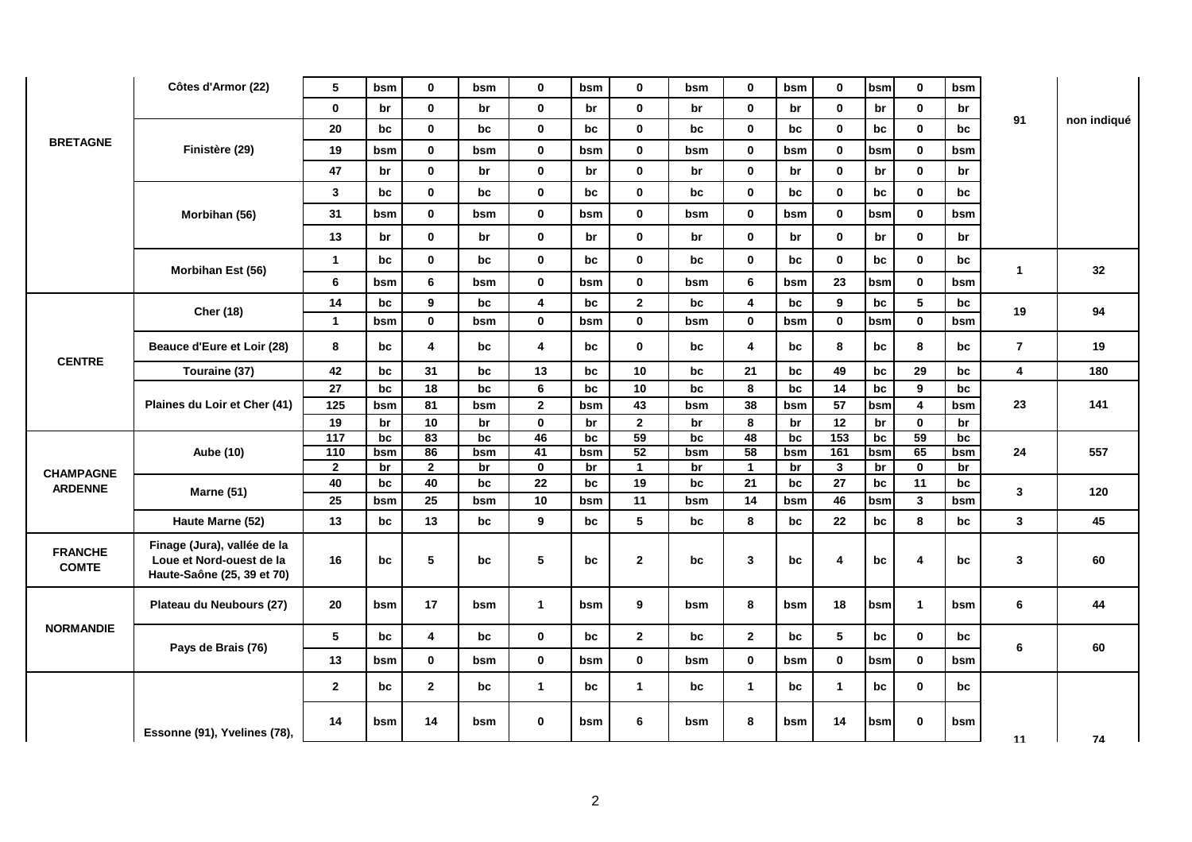| | | | | | | | | | | | | | | | | | |
|---|---|---|---|---|---|---|---|---|---|---|---|---|---|---|---|---|---|
| BRETAGNE | Côtes d'Armor (22) | 5 | bsm | 0 | bsm | 0 | bsm | 0 | bsm | 0 | bsm | 0 | bsm | 0 | bsm | 91 | non indiqué |
| | | 0 | br | 0 | br | 0 | br | 0 | br | 0 | br | 0 | br | 0 | br | | |
| | Finistère (29) | 20 | bc | 0 | bc | 0 | bc | 0 | bc | 0 | bc | 0 | bc | 0 | bc | | |
| | | 19 | bsm | 0 | bsm | 0 | bsm | 0 | bsm | 0 | bsm | 0 | bsm | 0 | bsm | | |
| | | 47 | br | 0 | br | 0 | br | 0 | br | 0 | br | 0 | br | 0 | br | | |
| | Morbihan (56) | 3 | bc | 0 | bc | 0 | bc | 0 | bc | 0 | bc | 0 | bc | 0 | bc | | |
| | | 31 | bsm | 0 | bsm | 0 | bsm | 0 | bsm | 0 | bsm | 0 | bsm | 0 | bsm | | |
| | | 13 | br | 0 | br | 0 | br | 0 | br | 0 | br | 0 | br | 0 | br | | |
| | Morbihan Est (56) | 1 | bc | 0 | bc | 0 | bc | 0 | bc | 0 | bc | 0 | bc | 0 | bc | 1 | 32 |
| | | 6 | bsm | 6 | bsm | 0 | bsm | 0 | bsm | 6 | bsm | 23 | bsm | 0 | bsm | | |
| CENTRE | Cher (18) | 14 | bc | 9 | bc | 4 | bc | 2 | bc | 4 | bc | 9 | bc | 5 | bc | 19 | 94 |
| | | 1 | bsm | 0 | bsm | 0 | bsm | 0 | bsm | 0 | bsm | 0 | bsm | 0 | bsm | | |
| | Beauce d'Eure et Loir (28) | 8 | bc | 4 | bc | 4 | bc | 0 | bc | 4 | bc | 8 | bc | 8 | bc | 7 | 19 |
| | Touraine (37) | 42 | bc | 31 | bc | 13 | bc | 10 | bc | 21 | bc | 49 | bc | 29 | bc | 4 | 180 |
| | Plaines du Loir et Cher (41) | 27 | bc | 18 | bc | 6 | bc | 10 | bc | 8 | bc | 14 | bc | 9 | bc | 23 | 141 |
| | | 125 | bsm | 81 | bsm | 2 | bsm | 43 | bsm | 38 | bsm | 57 | bsm | 4 | bsm | | |
| | | 19 | br | 10 | br | 0 | br | 2 | br | 8 | br | 12 | br | 0 | br | | |
| CHAMPAGNE ARDENNE | Aube (10) | 117 | bc | 83 | bc | 46 | bc | 59 | bc | 48 | bc | 153 | bc | 59 | bc | 24 | 557 |
| | | 110 | bsm | 86 | bsm | 41 | bsm | 52 | bsm | 58 | bsm | 161 | bsm | 65 | bsm | | |
| | | 2 | br | 2 | br | 0 | br | 1 | br | 1 | br | 3 | br | 0 | br | | |
| | Marne (51) | 40 | bc | 40 | bc | 22 | bc | 19 | bc | 21 | bc | 27 | bc | 11 | bc | 3 | 120 |
| | | 25 | bsm | 25 | bsm | 10 | bsm | 11 | bsm | 14 | bsm | 46 | bsm | 3 | bsm | | |
| | Haute Marne (52) | 13 | bc | 13 | bc | 9 | bc | 5 | bc | 8 | bc | 22 | bc | 8 | bc | 3 | 45 |
| FRANCHE COMTE | Finage (Jura), vallée de la Loue et Nord-ouest de la Haute-Saône (25, 39 et 70) | 16 | bc | 5 | bc | 5 | bc | 2 | bc | 3 | bc | 4 | bc | 4 | bc | 3 | 60 |
| NORMANDIE | Plateau du Neubours (27) | 20 | bsm | 17 | bsm | 1 | bsm | 9 | bsm | 8 | bsm | 18 | bsm | 1 | bsm | 6 | 44 |
| | Pays de Brais (76) | 5 | bc | 4 | bc | 0 | bc | 2 | bc | 2 | bc | 5 | bc | 0 | bc | 6 | 60 |
| | | 13 | bsm | 0 | bsm | 0 | bsm | 0 | bsm | 0 | bsm | 0 | bsm | 0 | bsm | | |
| | Essonne (91), Yvelines (78), | 2 | bc | 2 | bc | 1 | bc | 1 | bc | 1 | bc | 1 | bc | 0 | bc | 11 | 74 |
| | | 14 | bsm | 14 | bsm | 0 | bsm | 6 | bsm | 8 | bsm | 14 | bsm | 0 | bsm | | |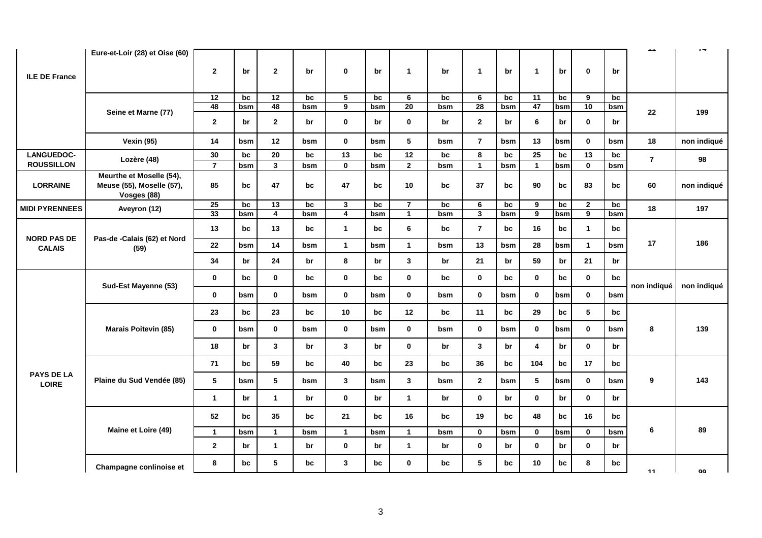| | | | | | | | | | | | | | | | | | |
|---|---|---|---|---|---|---|---|---|---|---|---|---|---|---|---|---|---|
| ILE DE France | Eure-et-Loir (28) et Oise (60) | 2 | br | 2 | br | 0 | br | 1 | br | 1 | br | 1 | br | 0 | br | 11 | 14 |
| | Seine et Marne (77) | 12 | bc | 12 | bc | 5 | bc | 6 | bc | 6 | bc | 11 | bc | 9 | bc | 22 | 199 |
| | | 48 | bsm | 48 | bsm | 9 | bsm | 20 | bsm | 28 | bsm | 47 | bsm | 10 | bsm | | |
| | | 2 | br | 2 | br | 0 | br | 0 | br | 2 | br | 6 | br | 0 | br | | |
| | Vexin (95) | 14 | bsm | 12 | bsm | 0 | bsm | 5 | bsm | 7 | bsm | 13 | bsm | 0 | bsm | 18 | non indiqué |
| LANGUEDOC-ROUSSILLON | Lozère (48) | 30 | bc | 20 | bc | 13 | bc | 12 | bc | 8 | bc | 25 | bc | 13 | bc | 7 | 98 |
| | | 7 | bsm | 3 | bsm | 0 | bsm | 2 | bsm | 1 | bsm | 1 | bsm | 0 | bsm | | |
| LORRAINE | Meurthe et Moselle (54), Meuse (55), Moselle (57), Vosges (88) | 85 | bc | 47 | bc | 47 | bc | 10 | bc | 37 | bc | 90 | bc | 83 | bc | 60 | non indiqué |
| MIDI PYRENNEES | Aveyron (12) | 25 | bc | 13 | bc | 3 | bc | 7 | bc | 6 | bc | 9 | bc | 2 | bc | 18 | 197 |
| | | 33 | bsm | 4 | bsm | 4 | bsm | 1 | bsm | 3 | bsm | 9 | bsm | 9 | bsm | | |
| NORD PAS DE CALAIS | Pas-de -Calais (62) et Nord (59) | 13 | bc | 13 | bc | 1 | bc | 6 | bc | 7 | bc | 16 | bc | 1 | bc | 17 | 186 |
| | | 22 | bsm | 14 | bsm | 1 | bsm | 1 | bsm | 13 | bsm | 28 | bsm | 1 | bsm | | |
| | | 34 | br | 24 | br | 8 | br | 3 | br | 21 | br | 59 | br | 21 | br | | |
| PAYS DE LA LOIRE | Sud-Est Mayenne (53) | 0 | bc | 0 | bc | 0 | bc | 0 | bc | 0 | bc | 0 | bc | 0 | bc | non indiqué | non indiqué |
| | | 0 | bsm | 0 | bsm | 0 | bsm | 0 | bsm | 0 | bsm | 0 | bsm | 0 | bsm | | |
| | Marais Poitevin (85) | 23 | bc | 23 | bc | 10 | bc | 12 | bc | 11 | bc | 29 | bc | 5 | bc | 8 | 139 |
| | | 0 | bsm | 0 | bsm | 0 | bsm | 0 | bsm | 0 | bsm | 0 | bsm | 0 | bsm | | |
| | | 18 | br | 3 | br | 3 | br | 0 | br | 3 | br | 4 | br | 0 | br | | |
| | Plaine du Sud Vendée (85) | 71 | bc | 59 | bc | 40 | bc | 23 | bc | 36 | bc | 104 | bc | 17 | bc | 9 | 143 |
| | | 5 | bsm | 5 | bsm | 3 | bsm | 3 | bsm | 2 | bsm | 5 | bsm | 0 | bsm | | |
| | | 1 | br | 1 | br | 0 | br | 1 | br | 0 | br | 0 | br | 0 | br | | |
| | Maine et Loire (49) | 52 | bc | 35 | bc | 21 | bc | 16 | bc | 19 | bc | 48 | bc | 16 | bc | 6 | 89 |
| | | 1 | bsm | 1 | bsm | 1 | bsm | 1 | bsm | 0 | bsm | 0 | bsm | 0 | bsm | | |
| | | 2 | br | 1 | br | 0 | br | 1 | br | 0 | br | 0 | br | 0 | br | | |
| | Champagne conlinoise et | 8 | bc | 5 | bc | 3 | bc | 0 | bc | 5 | bc | 10 | bc | 8 | bc | 11 | 99 |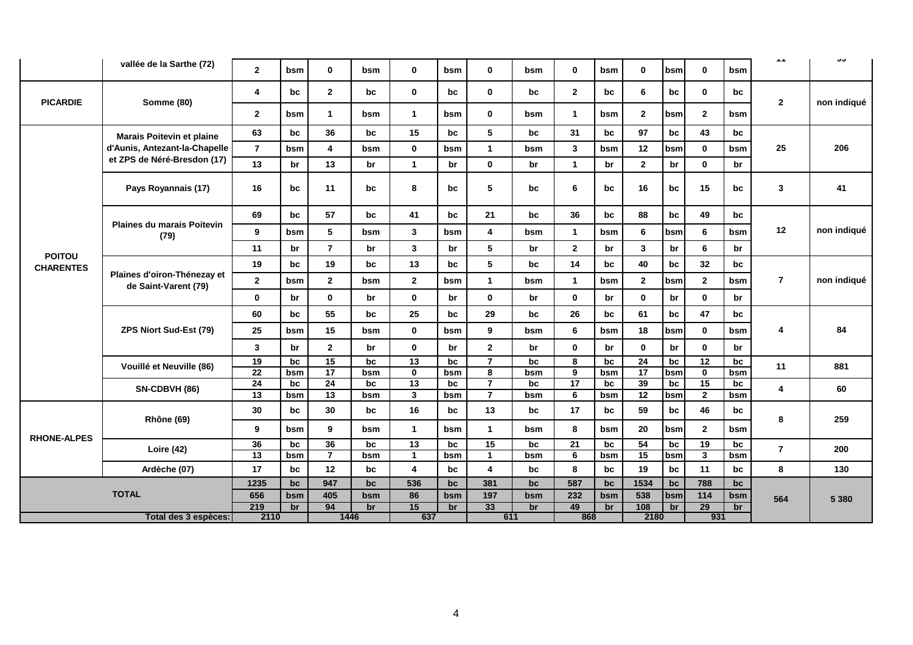| | | | | | | | | | | | | | | | | | |
|---|---|---|---|---|---|---|---|---|---|---|---|---|---|---|---|---|---|
| | vallée de la Sarthe (72) | 2 | bsm | 0 | bsm | 0 | bsm | 0 | bsm | 0 | bsm | 0 | bsm | 0 | bsm | 11 | 99 |
| PICARDIE | Somme (80) | 4 | bc | 2 | bc | 0 | bc | 0 | bc | 2 | bc | 6 | bc | 0 | bc | 2 | non indiqué |
| | | 2 | bsm | 1 | bsm | 1 | bsm | 0 | bsm | 1 | bsm | 2 | bsm | 2 | bsm | | |
| POITOU CHARENTES | Marais Poitevin et plaine d'Aunis, Antezant-la-Chapelle et ZPS de Néré-Bresdon (17) | 63 | bc | 36 | bc | 15 | bc | 5 | bc | 31 | bc | 97 | bc | 43 | bc | 25 | 206 |
| | | 7 | bsm | 4 | bsm | 0 | bsm | 1 | bsm | 3 | bsm | 12 | bsm | 0 | bsm | | |
| | | 13 | br | 13 | br | 1 | br | 0 | br | 1 | br | 2 | br | 0 | br | | |
| | Pays Royannais (17) | 16 | bc | 11 | bc | 8 | bc | 5 | bc | 6 | bc | 16 | bc | 15 | bc | 3 | 41 |
| | Plaines du marais Poitevin (79) | 69 | bc | 57 | bc | 41 | bc | 21 | bc | 36 | bc | 88 | bc | 49 | bc | 12 | non indiqué |
| | | 9 | bsm | 5 | bsm | 3 | bsm | 4 | bsm | 1 | bsm | 6 | bsm | 6 | bsm | | |
| | | 11 | br | 7 | br | 3 | br | 5 | br | 2 | br | 3 | br | 6 | br | | |
| | Plaines d'oiron-Thénezay et de Saint-Varent (79) | 19 | bc | 19 | bc | 13 | bc | 5 | bc | 14 | bc | 40 | bc | 32 | bc | 7 | non indiqué |
| | | 2 | bsm | 2 | bsm | 2 | bsm | 1 | bsm | 1 | bsm | 2 | bsm | 2 | bsm | | |
| | | 0 | br | 0 | br | 0 | br | 0 | br | 0 | br | 0 | br | 0 | br | | |
| | ZPS Niort Sud-Est (79) | 60 | bc | 55 | bc | 25 | bc | 29 | bc | 26 | bc | 61 | bc | 47 | bc | 4 | 84 |
| | | 25 | bsm | 15 | bsm | 0 | bsm | 9 | bsm | 6 | bsm | 18 | bsm | 0 | bsm | | |
| | | 3 | br | 2 | br | 0 | br | 2 | br | 0 | br | 0 | br | 0 | br | | |
| | Vouillé et Neuville (86) | 19 | bc | 15 | bc | 13 | bc | 7 | bc | 8 | bc | 24 | bc | 12 | bc | 11 | 881 |
| | | 22 | bsm | 17 | bsm | 0 | bsm | 8 | bsm | 9 | bsm | 17 | bsm | 0 | bsm | | |
| | SN-CDBVH (86) | 24 | bc | 24 | bc | 13 | bc | 7 | bc | 17 | bc | 39 | bc | 15 | bc | 4 | 60 |
| | | 13 | bsm | 13 | bsm | 3 | bsm | 7 | bsm | 6 | bsm | 12 | bsm | 2 | bsm | | |
| RHONE-ALPES | Rhône (69) | 30 | bc | 30 | bc | 16 | bc | 13 | bc | 17 | bc | 59 | bc | 46 | bc | 8 | 259 |
| | | 9 | bsm | 9 | bsm | 1 | bsm | 1 | bsm | 8 | bsm | 20 | bsm | 2 | bsm | | |
| | Loire (42) | 36 | bc | 36 | bc | 13 | bc | 15 | bc | 21 | bc | 54 | bc | 19 | bc | 7 | 200 |
| | | 13 | bsm | 7 | bsm | 1 | bsm | 1 | bsm | 6 | bsm | 15 | bsm | 3 | bsm | | |
| | Ardèche (07) | 17 | bc | 12 | bc | 4 | bc | 4 | bc | 8 | bc | 19 | bc | 11 | bc | 8 | 130 |
| TOTAL | | 1235 | bc | 947 | bc | 536 | bc | 381 | bc | 587 | bc | 1534 | bc | 788 | bc | 564 | 5 380 |
| | | 656 | bsm | 405 | bsm | 86 | bsm | 197 | bsm | 232 | bsm | 538 | bsm | 114 | bsm | | |
| | | 219 | br | 94 | br | 15 | br | 33 | br | 49 | br | 108 | br | 29 | br | | |
| Total des 3 espèces: | | 2110 | | 1446 | | 637 | | 611 | | 868 | | 2180 | | 931 | | | |